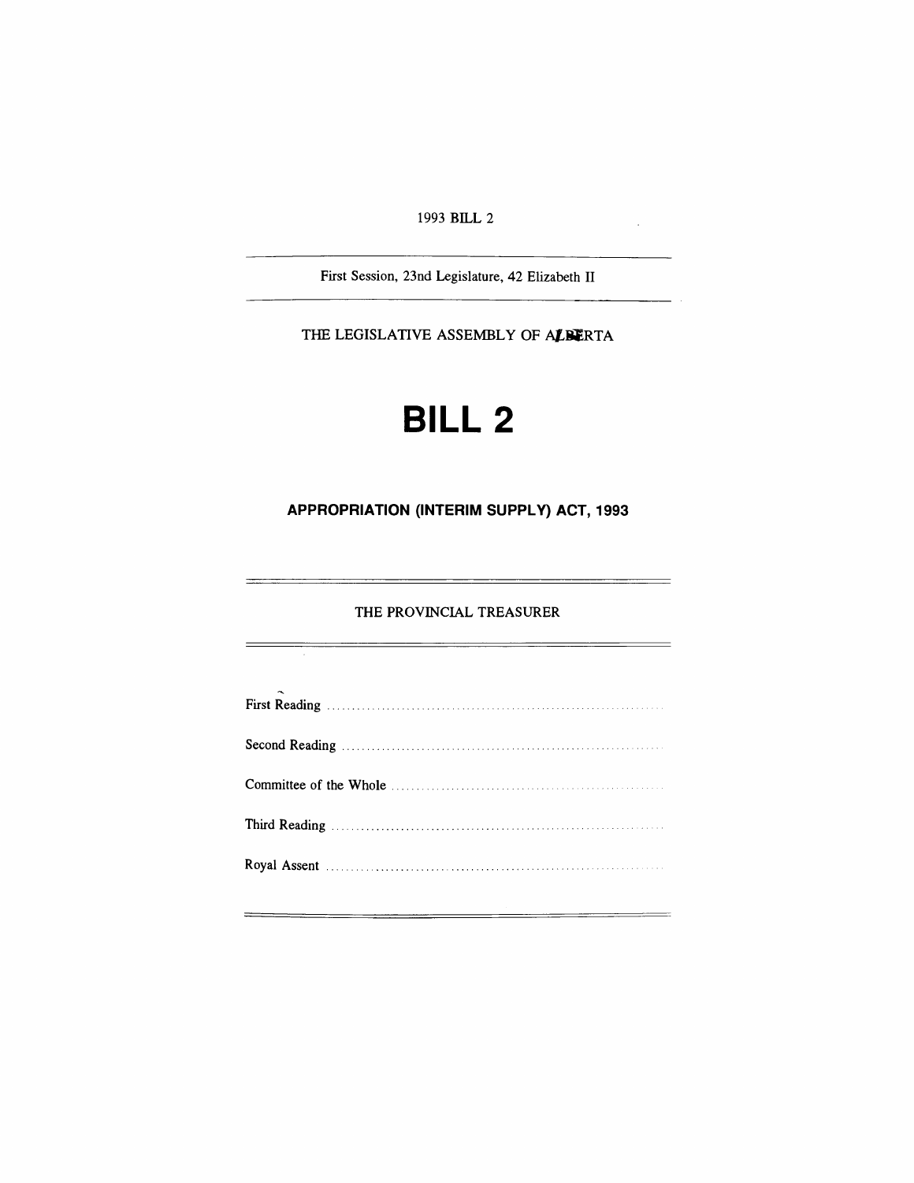1993 BILL 2

First Session, 23nd Legislature, 42 Elizabeth II

THE LEGISLATIVE ASSEMBLY OF ALBERTA

# BILL 2

## APPROPRIATION (INTERIM SUPPLY) ACT, 1993

THE PROVINCIAL TREASURER

First Reading ....................................................................

Second Reading ....................................................................

Committee of the Whole ....................................................................

Third Reading ....................................................................

Royal Assent ....................................................................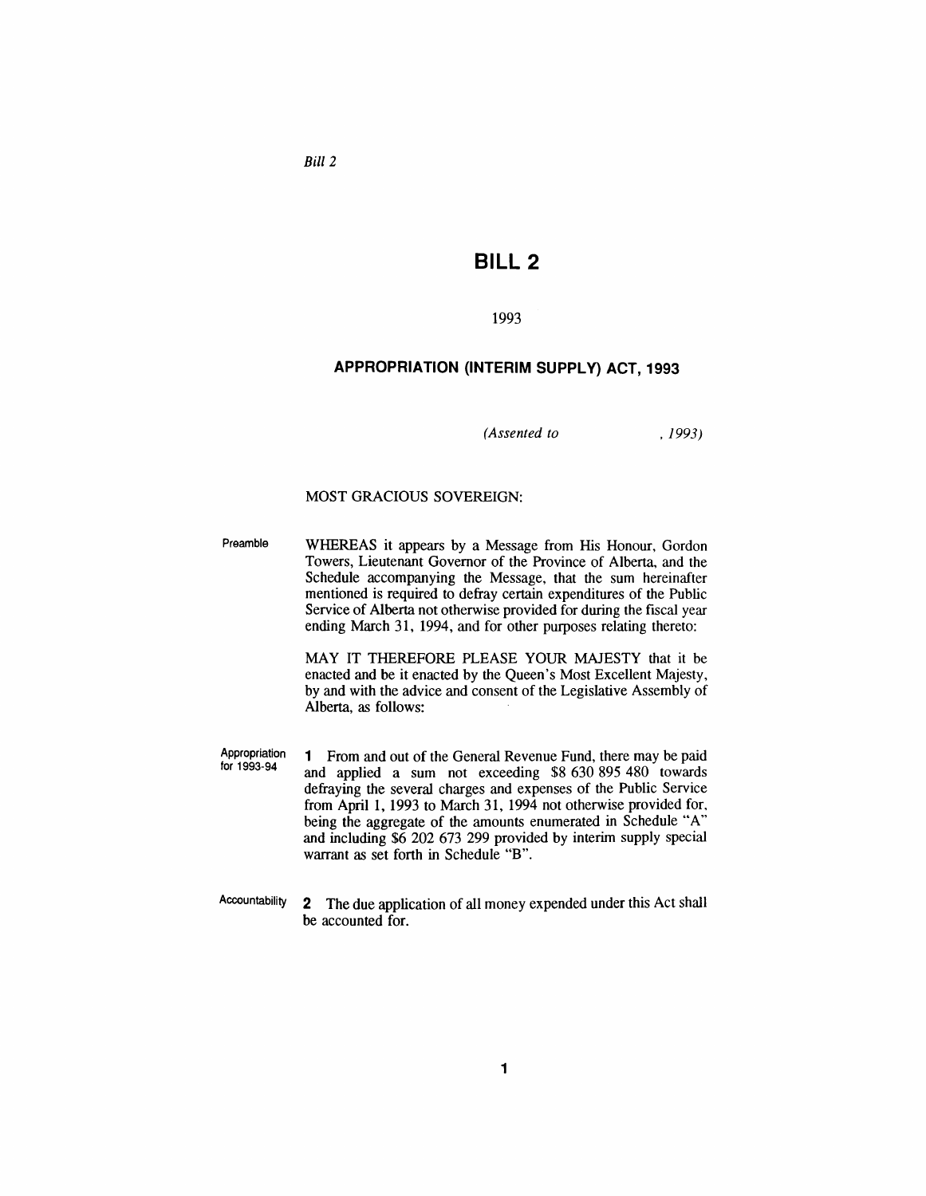*Bill 2*

# BILL 2

1993

## APPROPRIATION (INTERIM SUPPLY) ACT, 1993

*(Assented to , 1993)*

MOST GRACIOUS SOVEREIGN:

Preamble

WHEREAS it appears by a Message from His Honour, Gordon Towers, Lieutenant Governor of the Province of Alberta, and the Schedule accompanying the Message, that the sum hereinafter mentioned is required to defray certain expenditures of the Public Service of Alberta not otherwise provided for during the fiscal year ending March 31, 1994, and for other purposes relating thereto:

MAY IT THEREFORE PLEASE YOUR MAJESTY that it be enacted and be it enacted by the Queen's Most Excellent Majesty, by and with the advice and consent of the Legislative Assembly of Alberta, as follows:

Appropriation for 1993-94

**1** From and out of the General Revenue Fund, there may be paid and applied a sum not exceeding $8 630 895 480 towards defraying the several charges and expenses of the Public Service from April 1, 1993 to March 31, 1994 not otherwise provided for, being the aggregate of the amounts enumerated in Schedule "A" and including $6 202 673 299 provided by interim supply special warrant as set forth in Schedule "B".

Accountability

**2** The due application of all money expended under this Act shall be accounted for.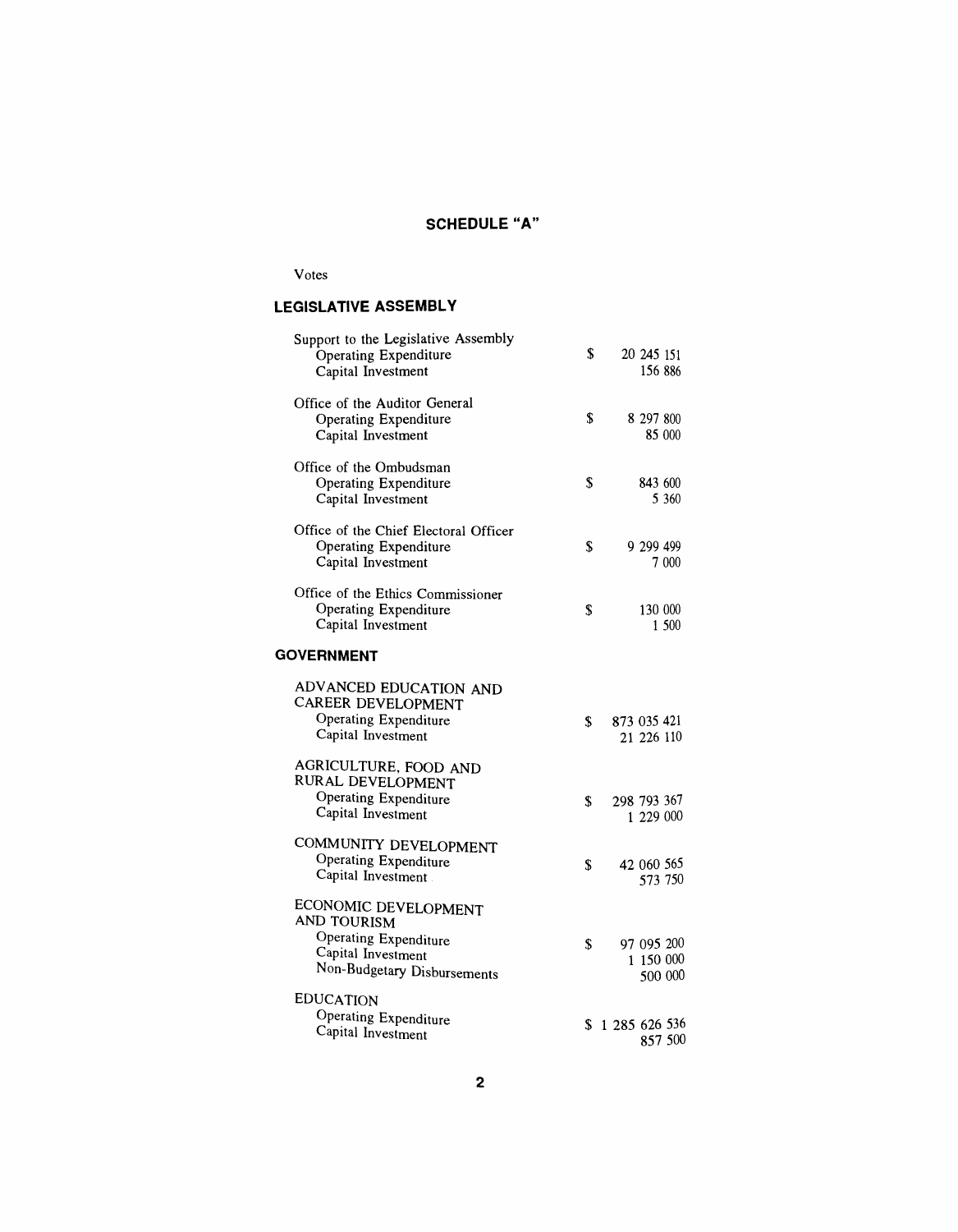## SCHEDULE "A"

Votes

### LEGISLATIVE ASSEMBLY

| | | |
|---|---|---|
| Support to the Legislative Assembly | | |
| Operating Expenditure | $ | 20 245 151 |
| Capital Investment | | 156 886 |
| Office of the Auditor General | | |
| Operating Expenditure | $ | 8 297 800 |
| Capital Investment | | 85 000 |
| Office of the Ombudsman | | |
| Operating Expenditure | $ | 843 600 |
| Capital Investment | | 5 360 |
| Office of the Chief Electoral Officer | | |
| Operating Expenditure | $ | 9 299 499 |
| Capital Investment | | 7 000 |
| Office of the Ethics Commissioner | | |
| Operating Expenditure | $ | 130 000 |
| Capital Investment | | 1 500 |

### GOVERNMENT

| | | |
|---|---|---|
| ADVANCED EDUCATION AND CAREER DEVELOPMENT | | |
| Operating Expenditure | $ | 873 035 421 |
| Capital Investment | | 21 226 110 |
| AGRICULTURE, FOOD AND RURAL DEVELOPMENT | | |
| Operating Expenditure | $ | 298 793 367 |
| Capital Investment | | 1 229 000 |
| COMMUNITY DEVELOPMENT | | |
| Operating Expenditure | $ | 42 060 565 |
| Capital Investment | | 573 750 |
| ECONOMIC DEVELOPMENT AND TOURISM | | |
| Operating Expenditure | $ | 97 095 200 |
| Capital Investment | | 1 150 000 |
| Non-Budgetary Disbursements | | 500 000 |
| EDUCATION | | |
| Operating Expenditure | $ | 1 285 626 536 |
| Capital Investment | | 857 500 |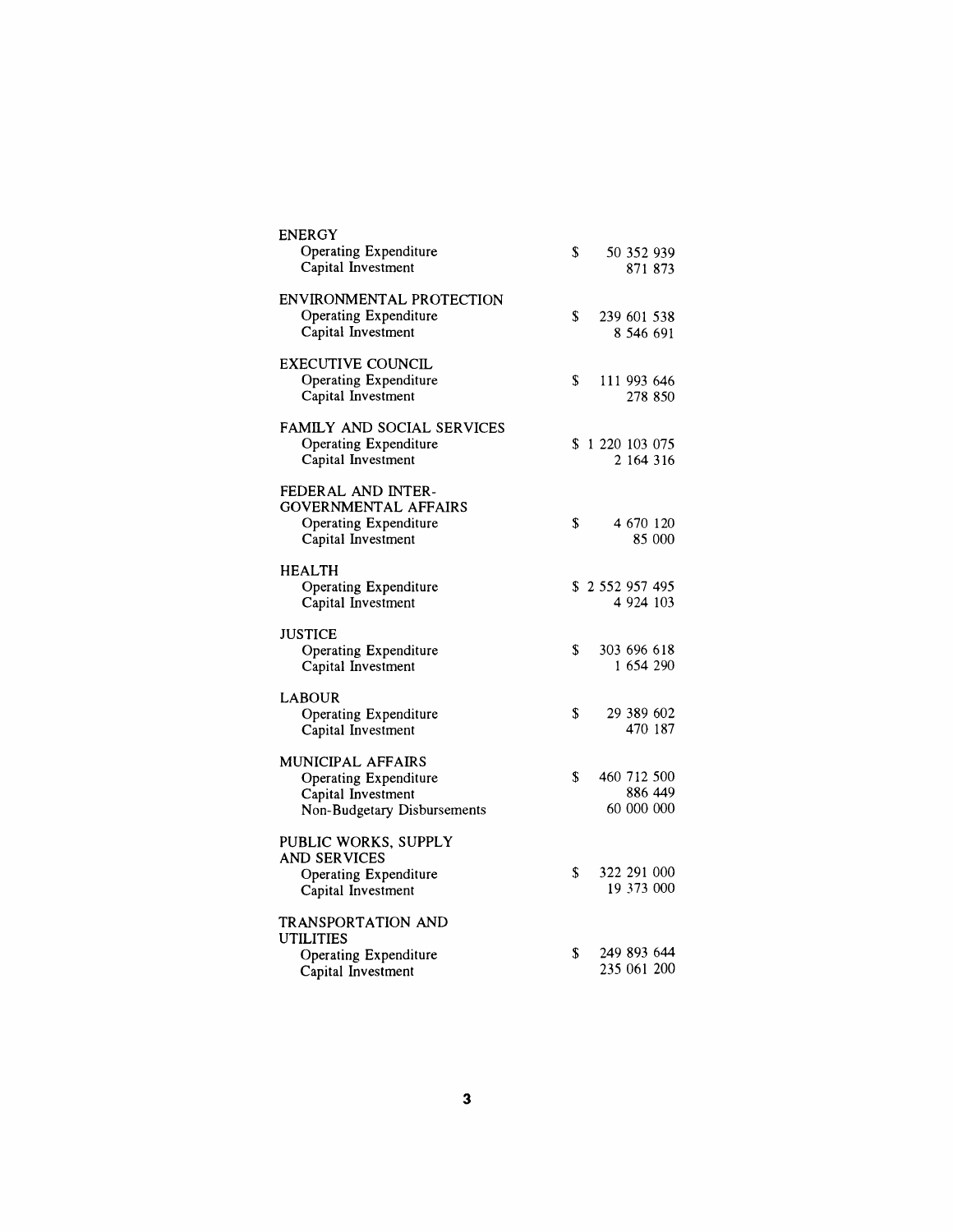| | |
|---|---|
| **ENERGY** | |
| Operating Expenditure | $ 50 352 939 |
| Capital Investment | 871 873 |
| **ENVIRONMENTAL PROTECTION** | |
| Operating Expenditure | $ 239 601 538 |
| Capital Investment | 8 546 691 |
| **EXECUTIVE COUNCIL** | |
| Operating Expenditure | $ 111 993 646 |
| Capital Investment | 278 850 |
| **FAMILY AND SOCIAL SERVICES** | |
| Operating Expenditure | $ 1 220 103 075 |
| Capital Investment | 2 164 316 |
| **FEDERAL AND INTER-GOVERNMENTAL AFFAIRS** | |
| Operating Expenditure | $ 4 670 120 |
| Capital Investment | 85 000 |
| **HEALTH** | |
| Operating Expenditure | $ 2 552 957 495 |
| Capital Investment | 4 924 103 |
| **JUSTICE** | |
| Operating Expenditure | $ 303 696 618 |
| Capital Investment | 1 654 290 |
| **LABOUR** | |
| Operating Expenditure | $ 29 389 602 |
| Capital Investment | 470 187 |
| **MUNICIPAL AFFAIRS** | |
| Operating Expenditure | $ 460 712 500 |
| Capital Investment | 886 449 |
| Non-Budgetary Disbursements | 60 000 000 |
| **PUBLIC WORKS, SUPPLY AND SERVICES** | |
| Operating Expenditure | $ 322 291 000 |
| Capital Investment | 19 373 000 |
| **TRANSPORTATION AND UTILITIES** | |
| Operating Expenditure | $ 249 893 644 |
| Capital Investment | 235 061 200 |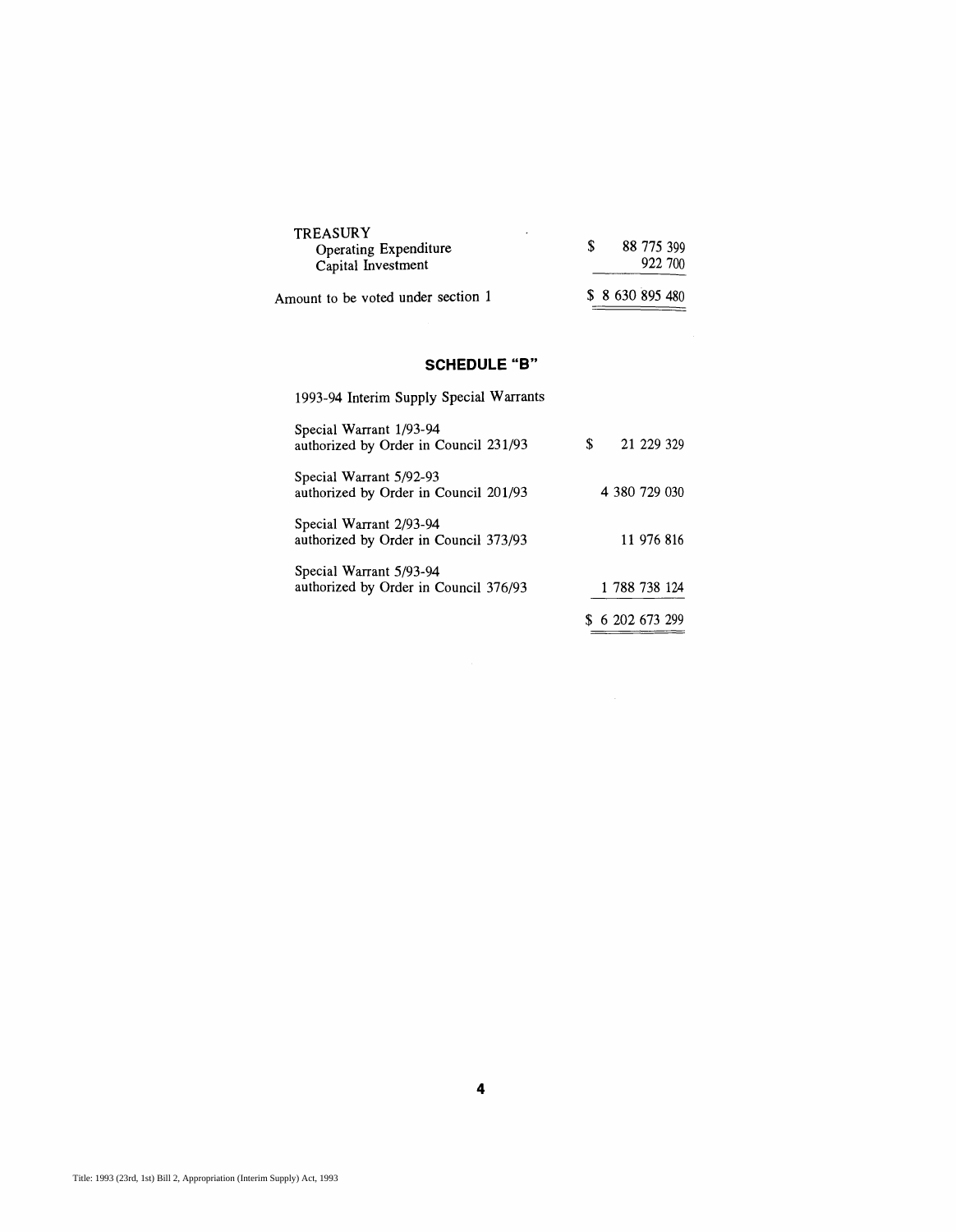| | |
|---|---|
| TREASURY | |
| Operating Expenditure | $ 88 775 399 |
| Capital Investment | 922 700 |
| Amount to be voted under section 1 | $ 8 630 895 480 |

## SCHEDULE "B"

1993-94 Interim Supply Special Warrants

| | |
|---|---|
| Special Warrant 1/93-94 authorized by Order in Council 231/93 | $ 21 229 329 |
| Special Warrant 5/92-93 authorized by Order in Council 201/93 | 4 380 729 030 |
| Special Warrant 2/93-94 authorized by Order in Council 373/93 | 11 976 816 |
| Special Warrant 5/93-94 authorized by Order in Council 376/93 | 1 788 738 124 |
| | $ 6 202 673 299 |

Title: 1993 (23rd, 1st) Bill 2, Appropriation (Interim Supply) Act, 1993